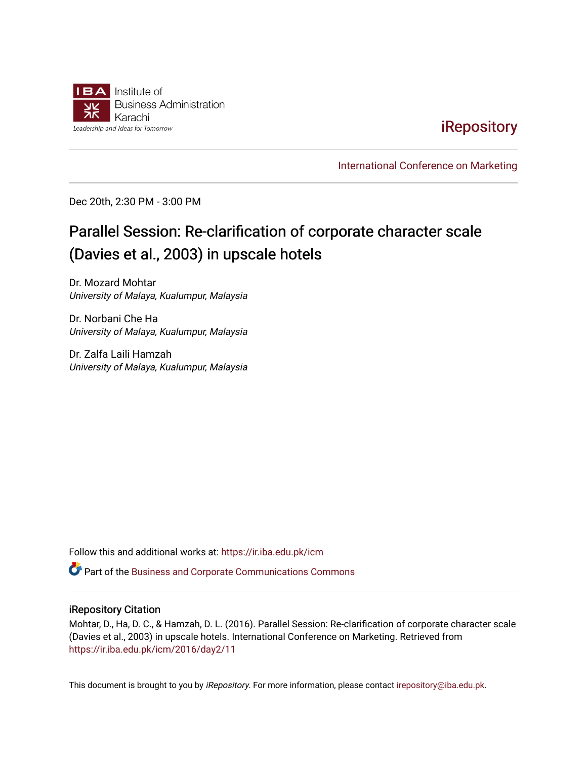Institute of Business Administration Karachi

Leadership and Ideas for Tomorrow

iRepository

International Conference on Marketing

Dec 20th, 2:30 PM - 3:00 PM

# Parallel Session: Re-clarification of corporate character scale (Davies et al., 2003) in upscale hotels

Dr. Mozard Mohtar
*University of Malaya, Kualumpur, Malaysia*

Dr. Norbani Che Ha
*University of Malaya, Kualumpur, Malaysia*

Dr. Zalfa Laili Hamzah
*University of Malaya, Kualumpur, Malaysia*

Follow this and additional works at: https://ir.iba.edu.pk/icm

Part of the Business and Corporate Communications Commons

## iRepository Citation

Mohtar, D., Ha, D. C., & Hamzah, D. L. (2016). Parallel Session: Re-clarification of corporate character scale (Davies et al., 2003) in upscale hotels. International Conference on Marketing. Retrieved from https://ir.iba.edu.pk/icm/2016/day2/11

This document is brought to you by *iRepository*. For more information, please contact irepository@iba.edu.pk.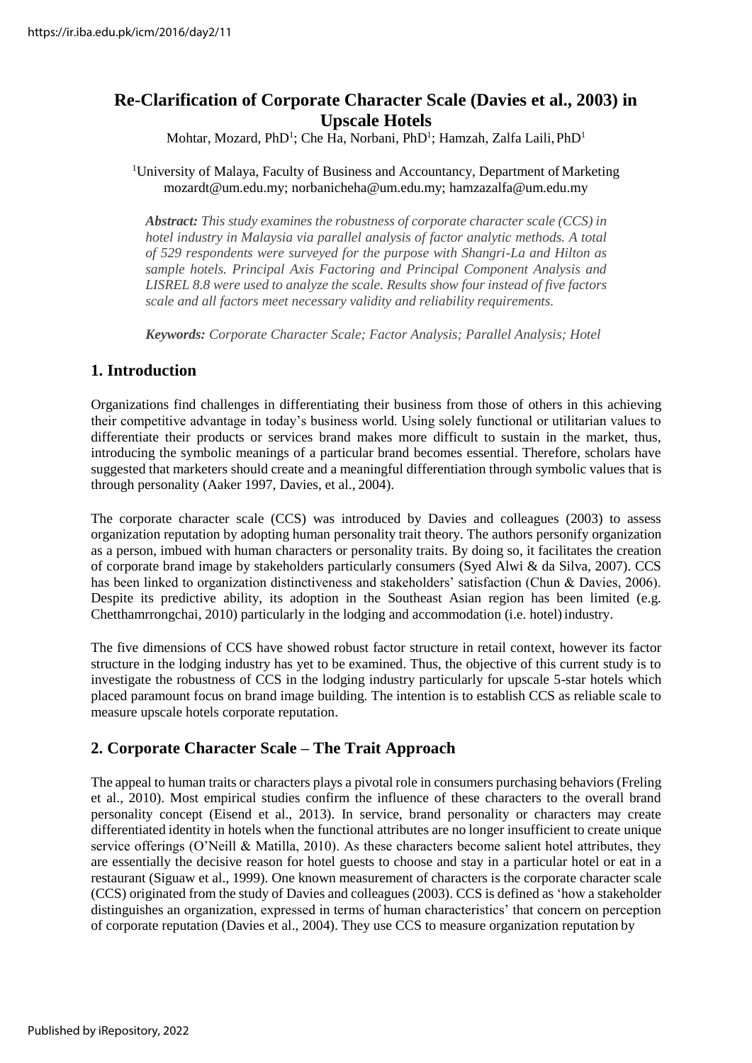# Re-Clarification of Corporate Character Scale (Davies et al., 2003) in Upscale Hotels

Mohtar, Mozard, PhD[1]; Che Ha, Norbani, PhD[1]; Hamzah, Zalfa Laili, PhD[1]

[1]University of Malaya, Faculty of Business and Accountancy, Department of Marketing
mozardt@um.edu.my; norbanicheha@um.edu.my; hamzazalfa@um.edu.my

***Abstract:*** *This study examines the robustness of corporate character scale (CCS) in hotel industry in Malaysia via parallel analysis of factor analytic methods. A total of 529 respondents were surveyed for the purpose with Shangri-La and Hilton as sample hotels. Principal Axis Factoring and Principal Component Analysis and LISREL 8.8 were used to analyze the scale. Results show four instead of five factors scale and all factors meet necessary validity and reliability requirements.*

***Keywords:*** *Corporate Character Scale; Factor Analysis; Parallel Analysis; Hotel*

## 1. Introduction

Organizations find challenges in differentiating their business from those of others in this achieving their competitive advantage in today's business world. Using solely functional or utilitarian values to differentiate their products or services brand makes more difficult to sustain in the market, thus, introducing the symbolic meanings of a particular brand becomes essential. Therefore, scholars have suggested that marketers should create and a meaningful differentiation through symbolic values that is through personality (Aaker 1997, Davies, et al., 2004).

The corporate character scale (CCS) was introduced by Davies and colleagues (2003) to assess organization reputation by adopting human personality trait theory. The authors personify organization as a person, imbued with human characters or personality traits. By doing so, it facilitates the creation of corporate brand image by stakeholders particularly consumers (Syed Alwi & da Silva, 2007). CCS has been linked to organization distinctiveness and stakeholders' satisfaction (Chun & Davies, 2006). Despite its predictive ability, its adoption in the Southeast Asian region has been limited (e.g. Chetthamrrongchai, 2010) particularly in the lodging and accommodation (i.e. hotel) industry.

The five dimensions of CCS have showed robust factor structure in retail context, however its factor structure in the lodging industry has yet to be examined. Thus, the objective of this current study is to investigate the robustness of CCS in the lodging industry particularly for upscale 5-star hotels which placed paramount focus on brand image building. The intention is to establish CCS as reliable scale to measure upscale hotels corporate reputation.

## 2. Corporate Character Scale – The Trait Approach

The appeal to human traits or characters plays a pivotal role in consumers purchasing behaviors (Freling et al., 2010). Most empirical studies confirm the influence of these characters to the overall brand personality concept (Eisend et al., 2013). In service, brand personality or characters may create differentiated identity in hotels when the functional attributes are no longer insufficient to create unique service offerings (O'Neill & Matilla, 2010). As these characters become salient hotel attributes, they are essentially the decisive reason for hotel guests to choose and stay in a particular hotel or eat in a restaurant (Siguaw et al., 1999). One known measurement of characters is the corporate character scale (CCS) originated from the study of Davies and colleagues (2003). CCS is defined as 'how a stakeholder distinguishes an organization, expressed in terms of human characteristics' that concern on perception of corporate reputation (Davies et al., 2004). They use CCS to measure organization reputation by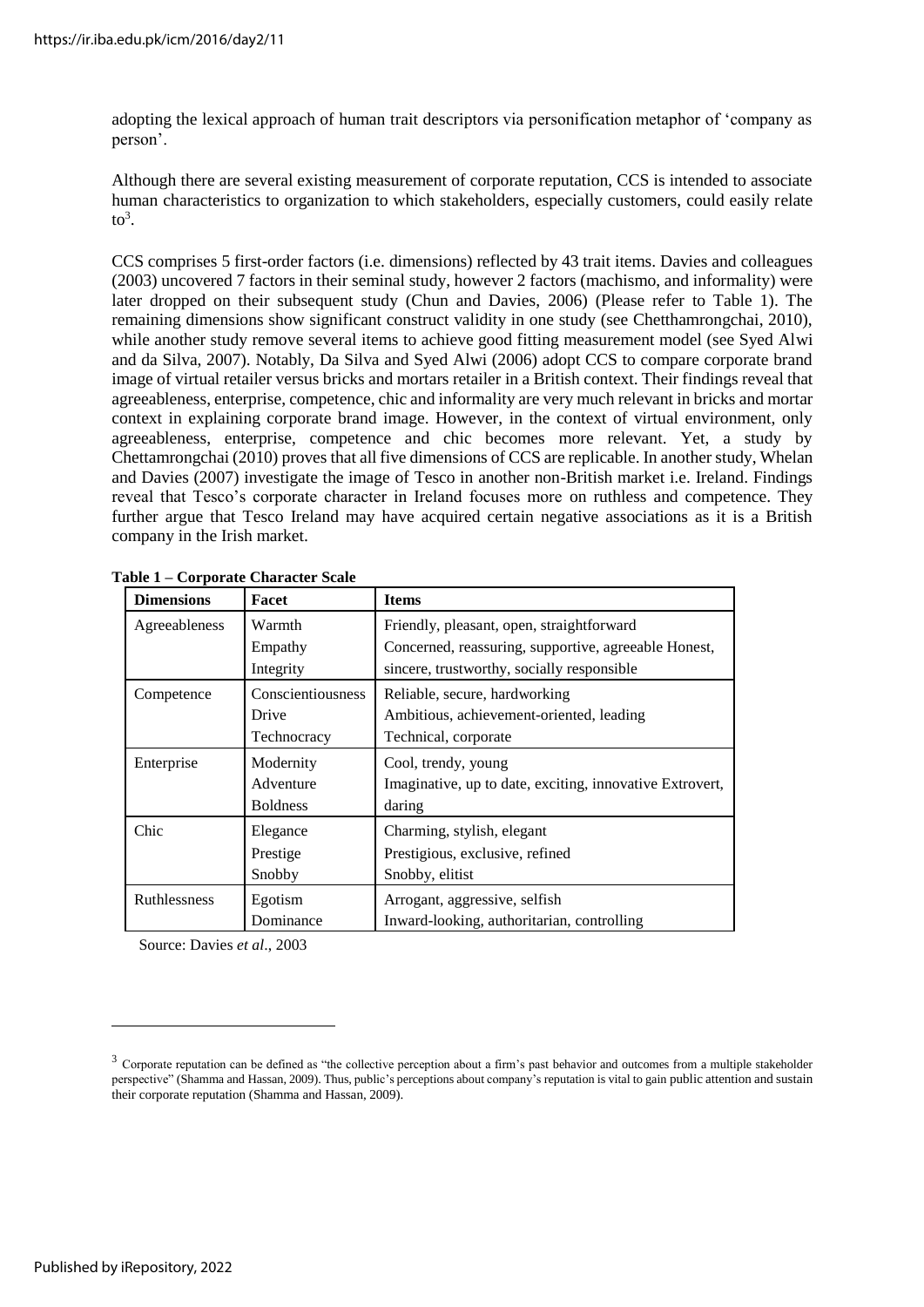adopting the lexical approach of human trait descriptors via personification metaphor of 'company as person'.

Although there are several existing measurement of corporate reputation, CCS is intended to associate human characteristics to organization to which stakeholders, especially customers, could easily relate to[3].

CCS comprises 5 first-order factors (i.e. dimensions) reflected by 43 trait items. Davies and colleagues (2003) uncovered 7 factors in their seminal study, however 2 factors (machismo, and informality) were later dropped on their subsequent study (Chun and Davies, 2006) (Please refer to Table 1). The remaining dimensions show significant construct validity in one study (see Chetthamrongchai, 2010), while another study remove several items to achieve good fitting measurement model (see Syed Alwi and da Silva, 2007). Notably, Da Silva and Syed Alwi (2006) adopt CCS to compare corporate brand image of virtual retailer versus bricks and mortars retailer in a British context. Their findings reveal that agreeableness, enterprise, competence, chic and informality are very much relevant in bricks and mortar context in explaining corporate brand image. However, in the context of virtual environment, only agreeableness, enterprise, competence and chic becomes more relevant. Yet, a study by Chettamrongchai (2010) proves that all five dimensions of CCS are replicable. In another study, Whelan and Davies (2007) investigate the image of Tesco in another non-British market i.e. Ireland. Findings reveal that Tesco's corporate character in Ireland focuses more on ruthless and competence. They further argue that Tesco Ireland may have acquired certain negative associations as it is a British company in the Irish market.

**Table 1 – Corporate Character Scale**

| Dimensions | Facet | Items |
|---|---|---|
| Agreeableness | Warmth<br>Empathy<br>Integrity | Friendly, pleasant, open, straightforward<br>Concerned, reassuring, supportive, agreeable Honest,<br>sincere, trustworthy, socially responsible |
| Competence | Conscientiousness<br>Drive<br>Technocracy | Reliable, secure, hardworking<br>Ambitious, achievement-oriented, leading<br>Technical, corporate |
| Enterprise | Modernity<br>Adventure<br>Boldness | Cool, trendy, young<br>Imaginative, up to date, exciting, innovative Extrovert,<br>daring |
| Chic | Elegance<br>Prestige<br>Snobby | Charming, stylish, elegant<br>Prestigious, exclusive, refined<br>Snobby, elitist |
| Ruthlessness | Egotism<br>Dominance | Arrogant, aggressive, selfish<br>Inward-looking, authoritarian, controlling |

Source: Davies *et al*., 2003

[3] Corporate reputation can be defined as "the collective perception about a firm's past behavior and outcomes from a multiple stakeholder perspective" (Shamma and Hassan, 2009). Thus, public's perceptions about company's reputation is vital to gain public attention and sustain their corporate reputation (Shamma and Hassan, 2009).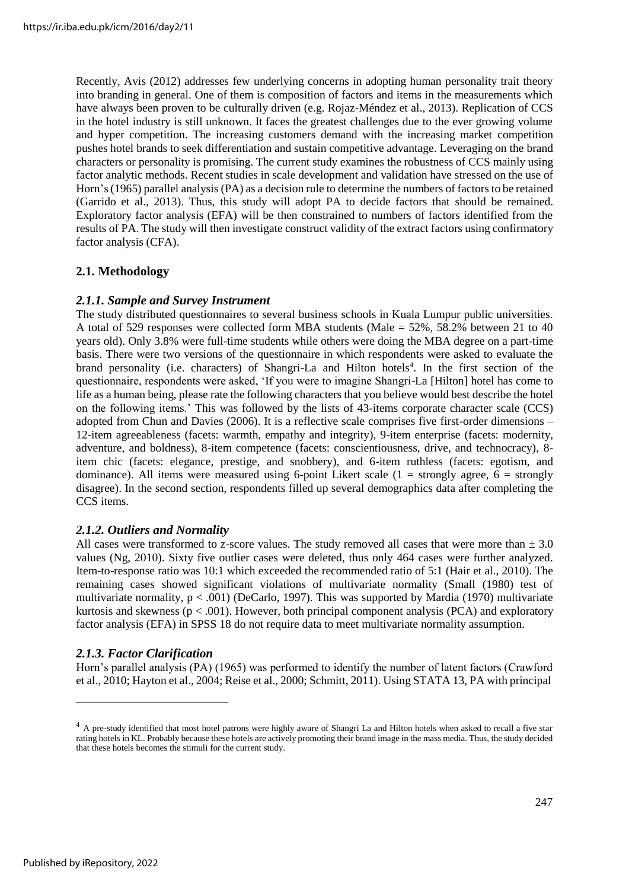Recently, Avis (2012) addresses few underlying concerns in adopting human personality trait theory into branding in general. One of them is composition of factors and items in the measurements which have always been proven to be culturally driven (e.g. Rojaz-Méndez et al., 2013). Replication of CCS in the hotel industry is still unknown. It faces the greatest challenges due to the ever growing volume and hyper competition. The increasing customers demand with the increasing market competition pushes hotel brands to seek differentiation and sustain competitive advantage. Leveraging on the brand characters or personality is promising. The current study examines the robustness of CCS mainly using factor analytic methods. Recent studies in scale development and validation have stressed on the use of Horn's (1965) parallel analysis (PA) as a decision rule to determine the numbers of factors to be retained (Garrido et al., 2013). Thus, this study will adopt PA to decide factors that should be remained. Exploratory factor analysis (EFA) will be then constrained to numbers of factors identified from the results of PA. The study will then investigate construct validity of the extract factors using confirmatory factor analysis (CFA).

## 2.1. Methodology

### *2.1.1. Sample and Survey Instrument*

The study distributed questionnaires to several business schools in Kuala Lumpur public universities. A total of 529 responses were collected form MBA students (Male = 52%, 58.2% between 21 to 40 years old). Only 3.8% were full-time students while others were doing the MBA degree on a part-time basis. There were two versions of the questionnaire in which respondents were asked to evaluate the brand personality (i.e. characters) of Shangri-La and Hilton hotels[4]. In the first section of the questionnaire, respondents were asked, 'If you were to imagine Shangri-La [Hilton] hotel has come to life as a human being, please rate the following characters that you believe would best describe the hotel on the following items.' This was followed by the lists of 43-items corporate character scale (CCS) adopted from Chun and Davies (2006). It is a reflective scale comprises five first-order dimensions – 12-item agreeableness (facets: warmth, empathy and integrity), 9-item enterprise (facets: modernity, adventure, and boldness), 8-item competence (facets: conscientiousness, drive, and technocracy), 8-item chic (facets: elegance, prestige, and snobbery), and 6-item ruthless (facets: egotism, and dominance). All items were measured using 6-point Likert scale (1 = strongly agree, 6 = strongly disagree). In the second section, respondents filled up several demographics data after completing the CCS items.

### *2.1.2. Outliers and Normality*

All cases were transformed to z-score values. The study removed all cases that were more than $\pm$ 3.0 values (Ng, 2010). Sixty five outlier cases were deleted, thus only 464 cases were further analyzed. Item-to-response ratio was 10:1 which exceeded the recommended ratio of 5:1 (Hair et al., 2010). The remaining cases showed significant violations of multivariate normality (Small (1980) test of multivariate normality, $p < .001$) (DeCarlo, 1997). This was supported by Mardia (1970) multivariate kurtosis and skewness ($p < .001$). However, both principal component analysis (PCA) and exploratory factor analysis (EFA) in SPSS 18 do not require data to meet multivariate normality assumption.

### *2.1.3. Factor Clarification*

Horn's parallel analysis (PA) (1965) was performed to identify the number of latent factors (Crawford et al., 2010; Hayton et al., 2004; Reise et al., 2000; Schmitt, 2011). Using STATA 13, PA with principal

[4] A pre-study identified that most hotel patrons were highly aware of Shangri La and Hilton hotels when asked to recall a five star rating hotels in KL. Probably because these hotels are actively promoting their brand image in the mass media. Thus, the study decided that these hotels becomes the stimuli for the current study.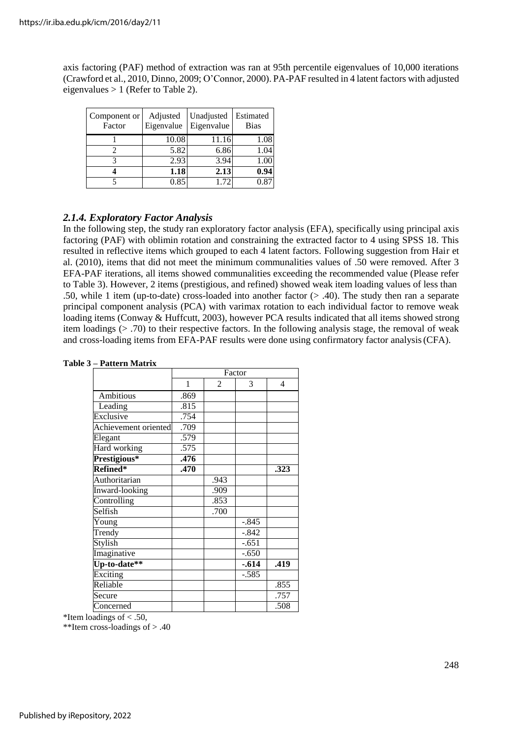axis factoring (PAF) method of extraction was ran at 95th percentile eigenvalues of 10,000 iterations (Crawford et al., 2010, Dinno, 2009; O'Connor, 2000). PA-PAF resulted in 4 latent factors with adjusted eigenvalues > 1 (Refer to Table 2).

| Component or Factor | Adjusted Eigenvalue | Unadjusted Eigenvalue | Estimated Bias |
|---|---|---|---|
| 1 | 10.08 | 11.16 | 1.08 |
| 2 | 5.82 | 6.86 | 1.04 |
| 3 | 2.93 | 3.94 | 1.00 |
| **4** | **1.18** | **2.13** | **0.94** |
| 5 | 0.85 | 1.72 | 0.87 |

### *2.1.4. Exploratory Factor Analysis*

In the following step, the study ran exploratory factor analysis (EFA), specifically using principal axis factoring (PAF) with oblimin rotation and constraining the extracted factor to 4 using SPSS 18. This resulted in reflective items which grouped to each 4 latent factors. Following suggestion from Hair et al. (2010), items that did not meet the minimum communalities values of .50 were removed. After 3 EFA-PAF iterations, all items showed communalities exceeding the recommended value (Please refer to Table 3). However, 2 items (prestigious, and refined) showed weak item loading values of less than .50, while 1 item (up-to-date) cross-loaded into another factor (> .40). The study then ran a separate principal component analysis (PCA) with varimax rotation to each individual factor to remove weak loading items (Conway & Huffcutt, 2003), however PCA results indicated that all items showed strong item loadings (> .70) to their respective factors. In the following analysis stage, the removal of weak and cross-loading items from EFA-PAF results were done using confirmatory factor analysis (CFA).

**Table 3 – Pattern Matrix**

| | Factor | | | |
|---|---|---|---|---|
| | 1 | 2 | 3 | 4 |
| Ambitious | .869 | | | |
| Leading | .815 | | | |
| Exclusive | .754 | | | |
| Achievement oriented | .709 | | | |
| Elegant | .579 | | | |
| Hard working | .575 | | | |
| **Prestigious*** | **.476** | | | |
| **Refined*** | **.470** | | | **.323** |
| Authoritarian | | .943 | | |
| Inward-looking | | .909 | | |
| Controlling | | .853 | | |
| Selfish | | .700 | | |
| Young | | | -.845 | |
| Trendy | | | -.842 | |
| Stylish | | | -.651 | |
| Imaginative | | | -.650 | |
| **Up-to-date**** | | | **-.614** | **.419** |
| Exciting | | | -.585 | |
| Reliable | | | | .855 |
| Secure | | | | .757 |
| Concerned | | | | .508 |

*Item loadings of < .50,
**Item cross-loadings of > .40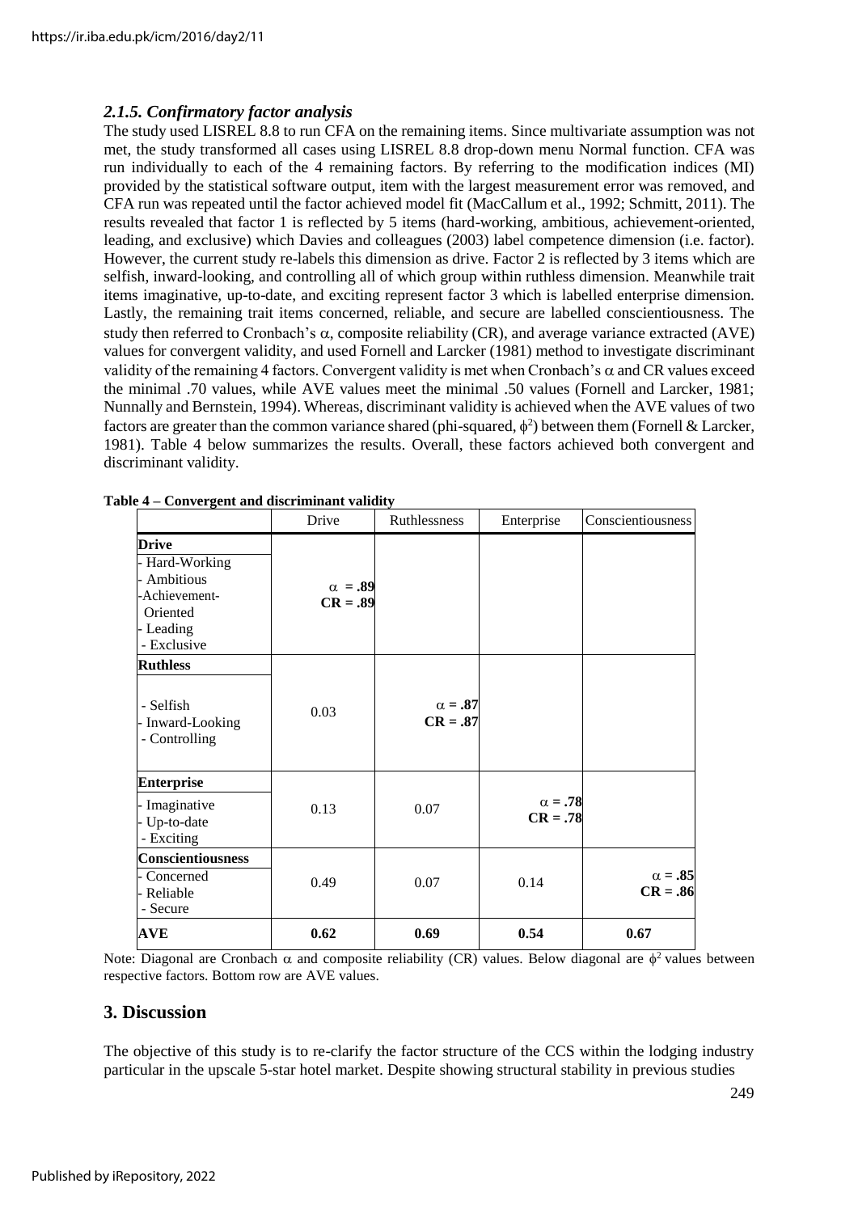### *2.1.5. Confirmatory factor analysis*

The study used LISREL 8.8 to run CFA on the remaining items. Since multivariate assumption was not met, the study transformed all cases using LISREL 8.8 drop-down menu Normal function. CFA was run individually to each of the 4 remaining factors. By referring to the modification indices (MI) provided by the statistical software output, item with the largest measurement error was removed, and CFA run was repeated until the factor achieved model fit (MacCallum et al., 1992; Schmitt, 2011). The results revealed that factor 1 is reflected by 5 items (hard-working, ambitious, achievement-oriented, leading, and exclusive) which Davies and colleagues (2003) label competence dimension (i.e. factor). However, the current study re-labels this dimension as drive. Factor 2 is reflected by 3 items which are selfish, inward-looking, and controlling all of which group within ruthless dimension. Meanwhile trait items imaginative, up-to-date, and exciting represent factor 3 which is labelled enterprise dimension. Lastly, the remaining trait items concerned, reliable, and secure are labelled conscientiousness. The study then referred to Cronbach's $\alpha$, composite reliability (CR), and average variance extracted (AVE) values for convergent validity, and used Fornell and Larcker (1981) method to investigate discriminant validity of the remaining 4 factors. Convergent validity is met when Cronbach's $\alpha$ and CR values exceed the minimal .70 values, while AVE values meet the minimal .50 values (Fornell and Larcker, 1981; Nunnally and Bernstein, 1994). Whereas, discriminant validity is achieved when the AVE values of two factors are greater than the common variance shared (phi-squared, $\phi^2$) between them (Fornell & Larcker, 1981). Table 4 below summarizes the results. Overall, these factors achieved both convergent and discriminant validity.

**Table 4 – Convergent and discriminant validity**

| | Drive | Ruthlessness | Enterprise | Conscientiousness |
|---|---|---|---|---|
| **Drive**<br>- Hard-Working<br>- Ambitious<br>-Achievement-Oriented<br>- Leading<br>- Exclusive | **$\alpha$ = .89**<br>**CR = .89** | | | |
| **Ruthless**<br>- Selfish<br>- Inward-Looking<br>- Controlling | 0.03 | **$\alpha$ = .87**<br>**CR = .87** | | |
| **Enterprise**<br>- Imaginative<br>- Up-to-date<br>- Exciting | 0.13 | 0.07 | **$\alpha$ = .78**<br>**CR = .78** | |
| **Conscientiousness**<br>- Concerned<br>- Reliable<br>- Secure | 0.49 | 0.07 | 0.14 | **$\alpha$ = .85**<br>**CR = .86** |
| **AVE** | **0.62** | **0.69** | **0.54** | **0.67** |

Note: Diagonal are Cronbach $\alpha$ and composite reliability (CR) values. Below diagonal are $\phi^2$ values between respective factors. Bottom row are AVE values.

## 3. Discussion

The objective of this study is to re-clarify the factor structure of the CCS within the lodging industry particular in the upscale 5-star hotel market. Despite showing structural stability in previous studies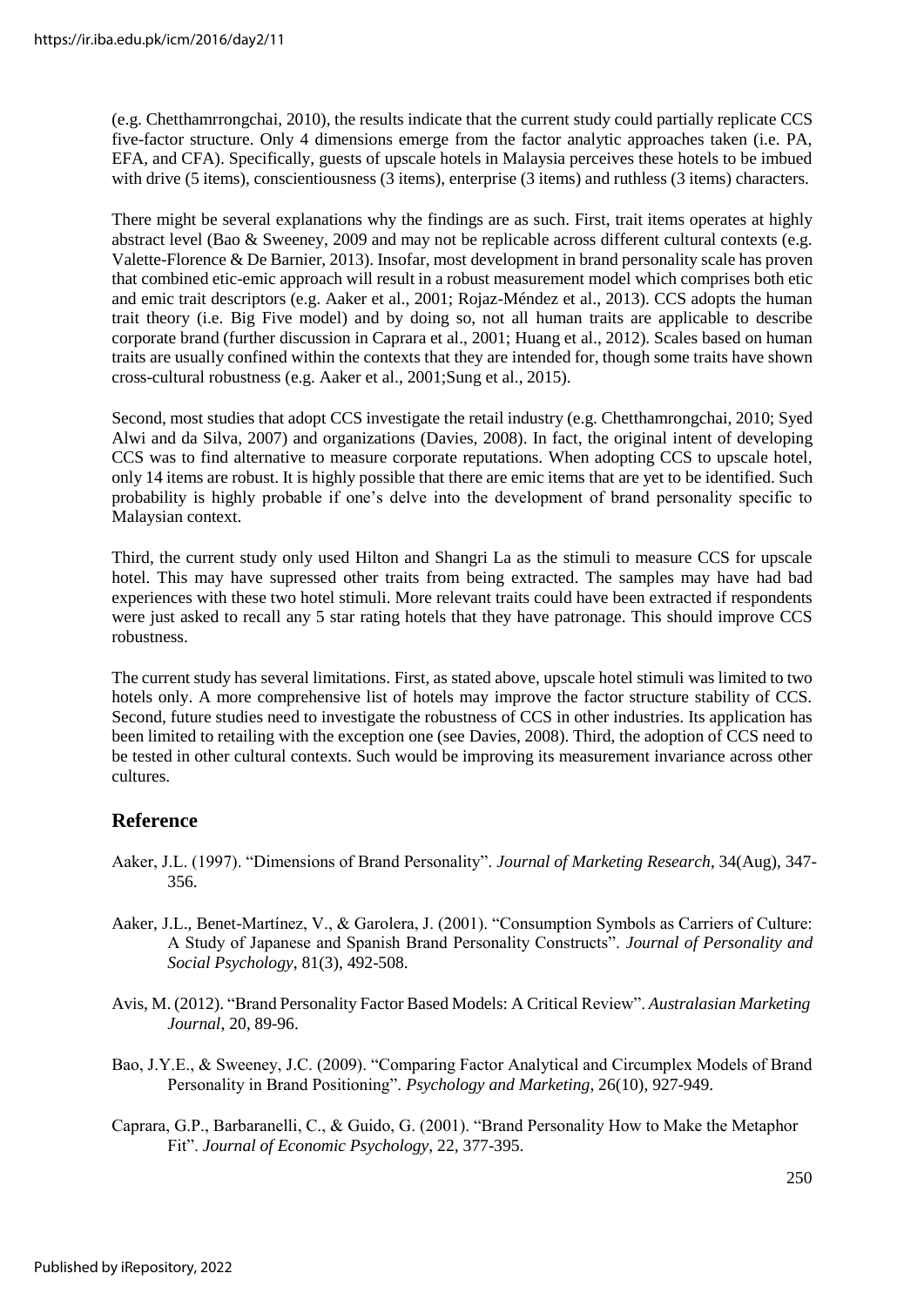(e.g. Chetthamrrongchai, 2010), the results indicate that the current study could partially replicate CCS five-factor structure. Only 4 dimensions emerge from the factor analytic approaches taken (i.e. PA, EFA, and CFA). Specifically, guests of upscale hotels in Malaysia perceives these hotels to be imbued with drive (5 items), conscientiousness (3 items), enterprise (3 items) and ruthless (3 items) characters.

There might be several explanations why the findings are as such. First, trait items operates at highly abstract level (Bao & Sweeney, 2009 and may not be replicable across different cultural contexts (e.g. Valette-Florence & De Barnier, 2013). Insofar, most development in brand personality scale has proven that combined etic-emic approach will result in a robust measurement model which comprises both etic and emic trait descriptors (e.g. Aaker et al., 2001; Rojaz-Méndez et al., 2013). CCS adopts the human trait theory (i.e. Big Five model) and by doing so, not all human traits are applicable to describe corporate brand (further discussion in Caprara et al., 2001; Huang et al., 2012). Scales based on human traits are usually confined within the contexts that they are intended for, though some traits have shown cross-cultural robustness (e.g. Aaker et al., 2001;Sung et al., 2015).

Second, most studies that adopt CCS investigate the retail industry (e.g. Chetthamrongchai, 2010; Syed Alwi and da Silva, 2007) and organizations (Davies, 2008). In fact, the original intent of developing CCS was to find alternative to measure corporate reputations. When adopting CCS to upscale hotel, only 14 items are robust. It is highly possible that there are emic items that are yet to be identified. Such probability is highly probable if one's delve into the development of brand personality specific to Malaysian context.

Third, the current study only used Hilton and Shangri La as the stimuli to measure CCS for upscale hotel. This may have supressed other traits from being extracted. The samples may have had bad experiences with these two hotel stimuli. More relevant traits could have been extracted if respondents were just asked to recall any 5 star rating hotels that they have patronage. This should improve CCS robustness.

The current study has several limitations. First, as stated above, upscale hotel stimuli was limited to two hotels only. A more comprehensive list of hotels may improve the factor structure stability of CCS. Second, future studies need to investigate the robustness of CCS in other industries. Its application has been limited to retailing with the exception one (see Davies, 2008). Third, the adoption of CCS need to be tested in other cultural contexts. Such would be improving its measurement invariance across other cultures.

## Reference

Aaker, J.L. (1997). "Dimensions of Brand Personality". *Journal of Marketing Research*, 34(Aug), 347-356.

Aaker, J.L., Benet-Martínez, V., & Garolera, J. (2001). "Consumption Symbols as Carriers of Culture: A Study of Japanese and Spanish Brand Personality Constructs". *Journal of Personality and Social Psychology*, 81(3), 492-508.

Avis, M. (2012). "Brand Personality Factor Based Models: A Critical Review". *Australasian Marketing Journal*, 20, 89-96.

Bao, J.Y.E., & Sweeney, J.C. (2009). "Comparing Factor Analytical and Circumplex Models of Brand Personality in Brand Positioning". *Psychology and Marketing*, 26(10), 927-949.

Caprara, G.P., Barbaranelli, C., & Guido, G. (2001). "Brand Personality How to Make the Metaphor Fit". *Journal of Economic Psychology*, 22, 377-395.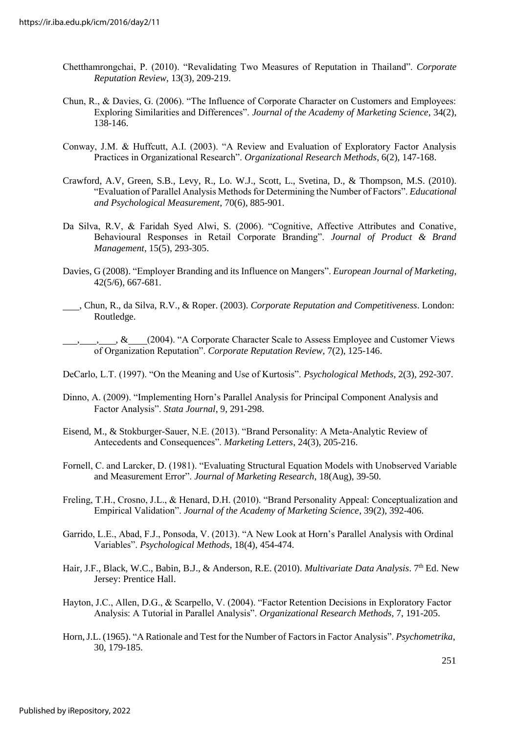Chetthamrongchai, P. (2010). "Revalidating Two Measures of Reputation in Thailand". *Corporate Reputation Review*, 13(3), 209-219.

Chun, R., & Davies, G. (2006). "The Influence of Corporate Character on Customers and Employees: Exploring Similarities and Differences". *Journal of the Academy of Marketing Science*, 34(2), 138-146.

Conway, J.M. & Huffcutt, A.I. (2003). "A Review and Evaluation of Exploratory Factor Analysis Practices in Organizational Research". *Organizational Research Methods*, 6(2), 147-168.

Crawford, A.V, Green, S.B., Levy, R., Lo. W.J., Scott, L., Svetina, D., & Thompson, M.S. (2010). "Evaluation of Parallel Analysis Methods for Determining the Number of Factors". *Educational and Psychological Measurement*, 70(6), 885-901.

Da Silva, R.V, & Faridah Syed Alwi, S. (2006). "Cognitive, Affective Attributes and Conative, Behavioural Responses in Retail Corporate Branding". *Journal of Product & Brand Management*, 15(5), 293-305.

Davies, G (2008). "Employer Branding and its Influence on Mangers". *European Journal of Marketing*, 42(5/6), 667-681.

___, Chun, R., da Silva, R.V., & Roper. (2003). *Corporate Reputation and Competitiveness*. London: Routledge.

___, ___, ___, & ___ (2004). "A Corporate Character Scale to Assess Employee and Customer Views of Organization Reputation". *Corporate Reputation Review*, 7(2), 125-146.

DeCarlo, L.T. (1997). "On the Meaning and Use of Kurtosis". *Psychological Methods*, 2(3), 292-307.

Dinno, A. (2009). "Implementing Horn's Parallel Analysis for Principal Component Analysis and Factor Analysis". *Stata Journal*, 9, 291-298.

Eisend, M., & Stokburger-Sauer, N.E. (2013). "Brand Personality: A Meta-Analytic Review of Antecedents and Consequences". *Marketing Letters*, 24(3), 205-216.

Fornell, C. and Larcker, D. (1981). "Evaluating Structural Equation Models with Unobserved Variable and Measurement Error". *Journal of Marketing Research*, 18(Aug), 39-50.

Freling, T.H., Crosno, J.L., & Henard, D.H. (2010). "Brand Personality Appeal: Conceptualization and Empirical Validation". *Journal of the Academy of Marketing Science*, 39(2), 392-406.

Garrido, L.E., Abad, F.J., Ponsoda, V. (2013). "A New Look at Horn's Parallel Analysis with Ordinal Variables". *Psychological Methods*, 18(4), 454-474.

Hair, J.F., Black, W.C., Babin, B.J., & Anderson, R.E. (2010). *Multivariate Data Analysis*. 7th Ed. New Jersey: Prentice Hall.

Hayton, J.C., Allen, D.G., & Scarpello, V. (2004). "Factor Retention Decisions in Exploratory Factor Analysis: A Tutorial in Parallel Analysis". *Organizational Research Methods*, 7, 191-205.

Horn, J.L. (1965). "A Rationale and Test for the Number of Factors in Factor Analysis". *Psychometrika*, 30, 179-185.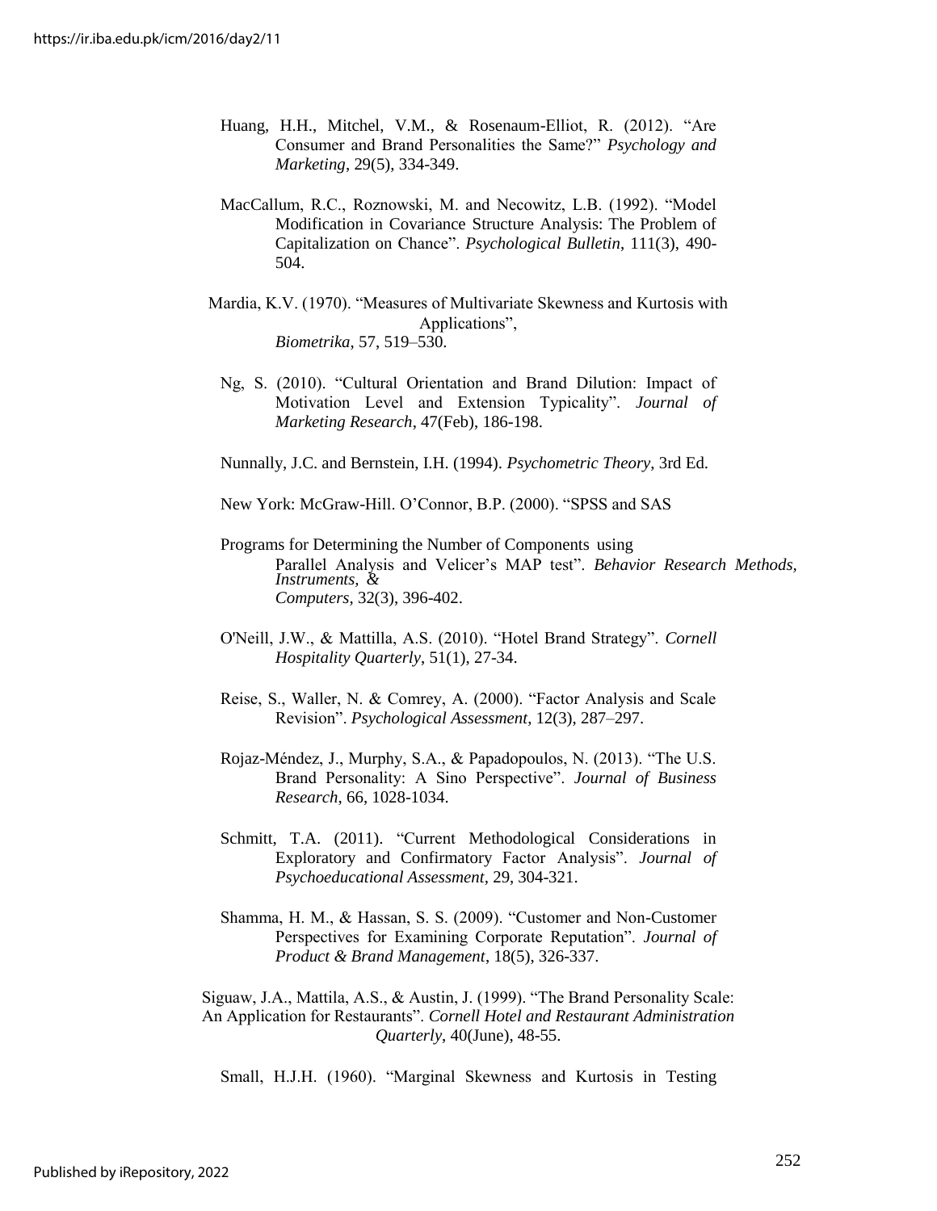Huang, H.H., Mitchel, V.M., & Rosenaum-Elliot, R. (2012). "Are Consumer and Brand Personalities the Same?" *Psychology and Marketing*, 29(5), 334-349.

MacCallum, R.C., Roznowski, M. and Necowitz, L.B. (1992). "Model Modification in Covariance Structure Analysis: The Problem of Capitalization on Chance". *Psychological Bulletin*, 111(3), 490-504.

Mardia, K.V. (1970). "Measures of Multivariate Skewness and Kurtosis with Applications", *Biometrika*, 57, 519–530.

Ng, S. (2010). "Cultural Orientation and Brand Dilution: Impact of Motivation Level and Extension Typicality". *Journal of Marketing Research*, 47(Feb), 186-198.

Nunnally, J.C. and Bernstein, I.H. (1994). *Psychometric Theory*, 3rd Ed.

New York: McGraw-Hill. O'Connor, B.P. (2000). "SPSS and SAS

Programs for Determining the Number of Components using Parallel Analysis and Velicer's MAP test". *Behavior Research Methods, Instruments, & Computers*, 32(3), 396-402.

O'Neill, J.W., & Mattilla, A.S. (2010). "Hotel Brand Strategy". *Cornell Hospitality Quarterly*, 51(1), 27-34.

Reise, S., Waller, N. & Comrey, A. (2000). "Factor Analysis and Scale Revision". *Psychological Assessment*, 12(3), 287–297.

Rojaz-Méndez, J., Murphy, S.A., & Papadopoulos, N. (2013). "The U.S. Brand Personality: A Sino Perspective". *Journal of Business Research*, 66, 1028-1034.

Schmitt, T.A. (2011). "Current Methodological Considerations in Exploratory and Confirmatory Factor Analysis". *Journal of Psychoeducational Assessment*, 29, 304-321.

Shamma, H. M., & Hassan, S. S. (2009). "Customer and Non-Customer Perspectives for Examining Corporate Reputation". *Journal of Product & Brand Management*, 18(5), 326-337.

Siguaw, J.A., Mattila, A.S., & Austin, J. (1999). "The Brand Personality Scale: An Application for Restaurants". *Cornell Hotel and Restaurant Administration Quarterly*, 40(June), 48-55.

Small, H.J.H. (1960). "Marginal Skewness and Kurtosis in Testing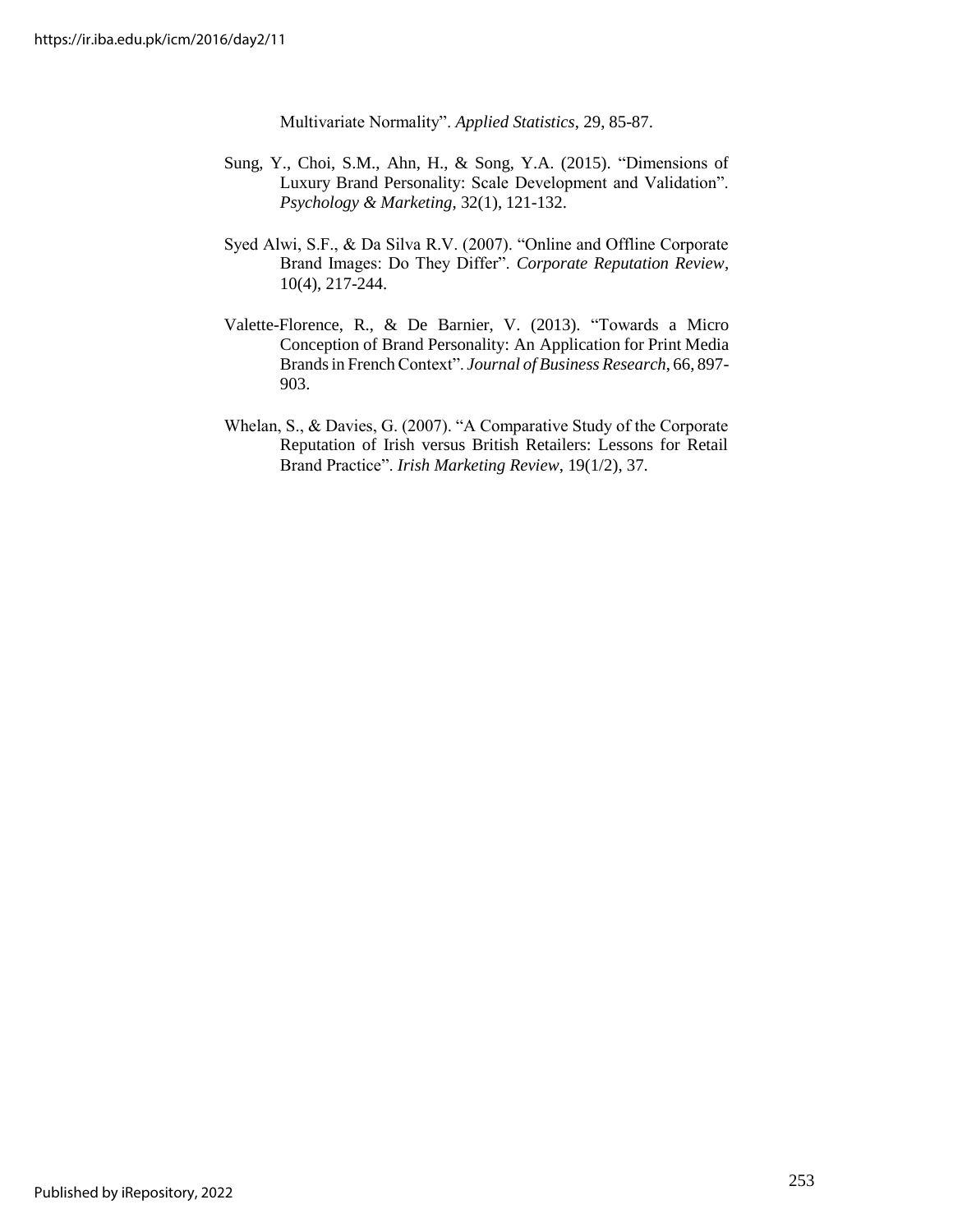Multivariate Normality". *Applied Statistics*, 29, 85-87.

Sung, Y., Choi, S.M., Ahn, H., & Song, Y.A. (2015). "Dimensions of Luxury Brand Personality: Scale Development and Validation". *Psychology & Marketing*, 32(1), 121-132.

Syed Alwi, S.F., & Da Silva R.V. (2007). "Online and Offline Corporate Brand Images: Do They Differ". *Corporate Reputation Review*, 10(4), 217-244.

Valette-Florence, R., & De Barnier, V. (2013). "Towards a Micro Conception of Brand Personality: An Application for Print Media Brands in French Context". *Journal of Business Research*, 66, 897-903.

Whelan, S., & Davies, G. (2007). "A Comparative Study of the Corporate Reputation of Irish versus British Retailers: Lessons for Retail Brand Practice". *Irish Marketing Review*, 19(1/2), 37.